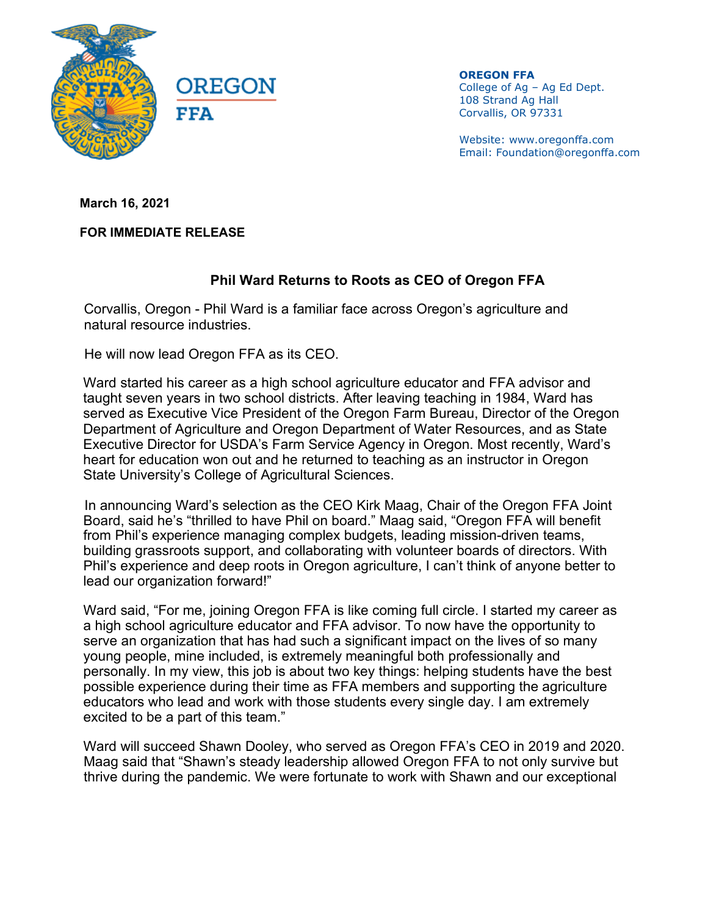OREGON FFA

**OREGON FFA**
College of Ag – Ag Ed Dept.
108 Strand Ag Hall
Corvallis, OR 97331

Website: www.oregonffa.com
Email: Foundation@oregonffa.com

**March 16, 2021**

**FOR IMMEDIATE RELEASE**

## Phil Ward Returns to Roots as CEO of Oregon FFA

Corvallis, Oregon - Phil Ward is a familiar face across Oregon's agriculture and natural resource industries.

He will now lead Oregon FFA as its CEO.

Ward started his career as a high school agriculture educator and FFA advisor and taught seven years in two school districts. After leaving teaching in 1984, Ward has served as Executive Vice President of the Oregon Farm Bureau, Director of the Oregon Department of Agriculture and Oregon Department of Water Resources, and as State Executive Director for USDA's Farm Service Agency in Oregon. Most recently, Ward's heart for education won out and he returned to teaching as an instructor in Oregon State University's College of Agricultural Sciences.

In announcing Ward's selection as the CEO Kirk Maag, Chair of the Oregon FFA Joint Board, said he's "thrilled to have Phil on board." Maag said, "Oregon FFA will benefit from Phil's experience managing complex budgets, leading mission-driven teams, building grassroots support, and collaborating with volunteer boards of directors. With Phil's experience and deep roots in Oregon agriculture, I can't think of anyone better to lead our organization forward!"

Ward said, "For me, joining Oregon FFA is like coming full circle. I started my career as a high school agriculture educator and FFA advisor. To now have the opportunity to serve an organization that has had such a significant impact on the lives of so many young people, mine included, is extremely meaningful both professionally and personally. In my view, this job is about two key things: helping students have the best possible experience during their time as FFA members and supporting the agriculture educators who lead and work with those students every single day. I am extremely excited to be a part of this team."

Ward will succeed Shawn Dooley, who served as Oregon FFA's CEO in 2019 and 2020. Maag said that "Shawn's steady leadership allowed Oregon FFA to not only survive but thrive during the pandemic. We were fortunate to work with Shawn and our exceptional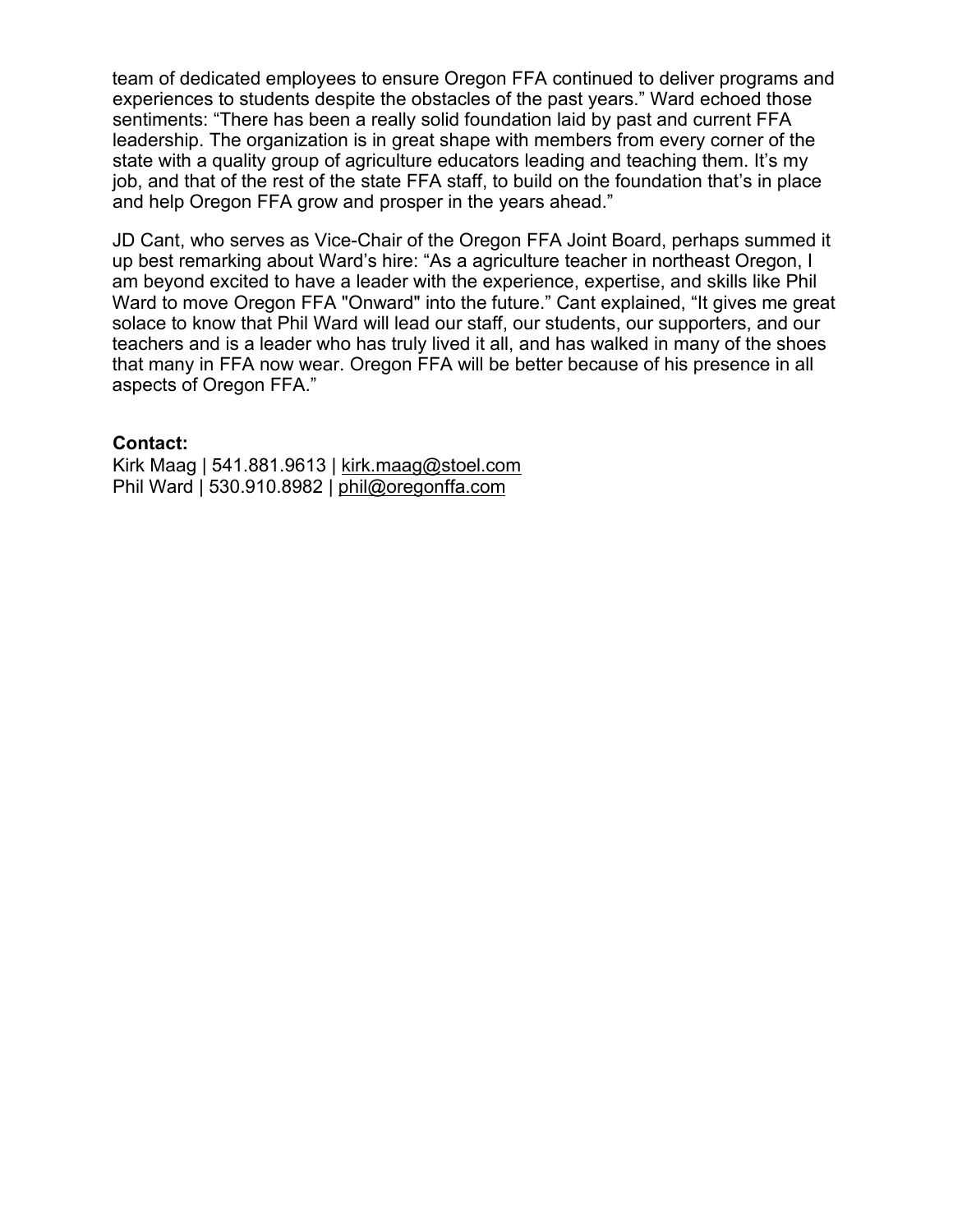team of dedicated employees to ensure Oregon FFA continued to deliver programs and experiences to students despite the obstacles of the past years." Ward echoed those sentiments: "There has been a really solid foundation laid by past and current FFA leadership. The organization is in great shape with members from every corner of the state with a quality group of agriculture educators leading and teaching them. It's my job, and that of the rest of the state FFA staff, to build on the foundation that's in place and help Oregon FFA grow and prosper in the years ahead."

JD Cant, who serves as Vice-Chair of the Oregon FFA Joint Board, perhaps summed it up best remarking about Ward's hire: "As a agriculture teacher in northeast Oregon, I am beyond excited to have a leader with the experience, expertise, and skills like Phil Ward to move Oregon FFA "Onward" into the future." Cant explained, "It gives me great solace to know that Phil Ward will lead our staff, our students, our supporters, and our teachers and is a leader who has truly lived it all, and has walked in many of the shoes that many in FFA now wear. Oregon FFA will be better because of his presence in all aspects of Oregon FFA."

**Contact:**
Kirk Maag | 541.881.9613 | kirk.maag@stoel.com
Phil Ward | 530.910.8982 | phil@oregonffa.com